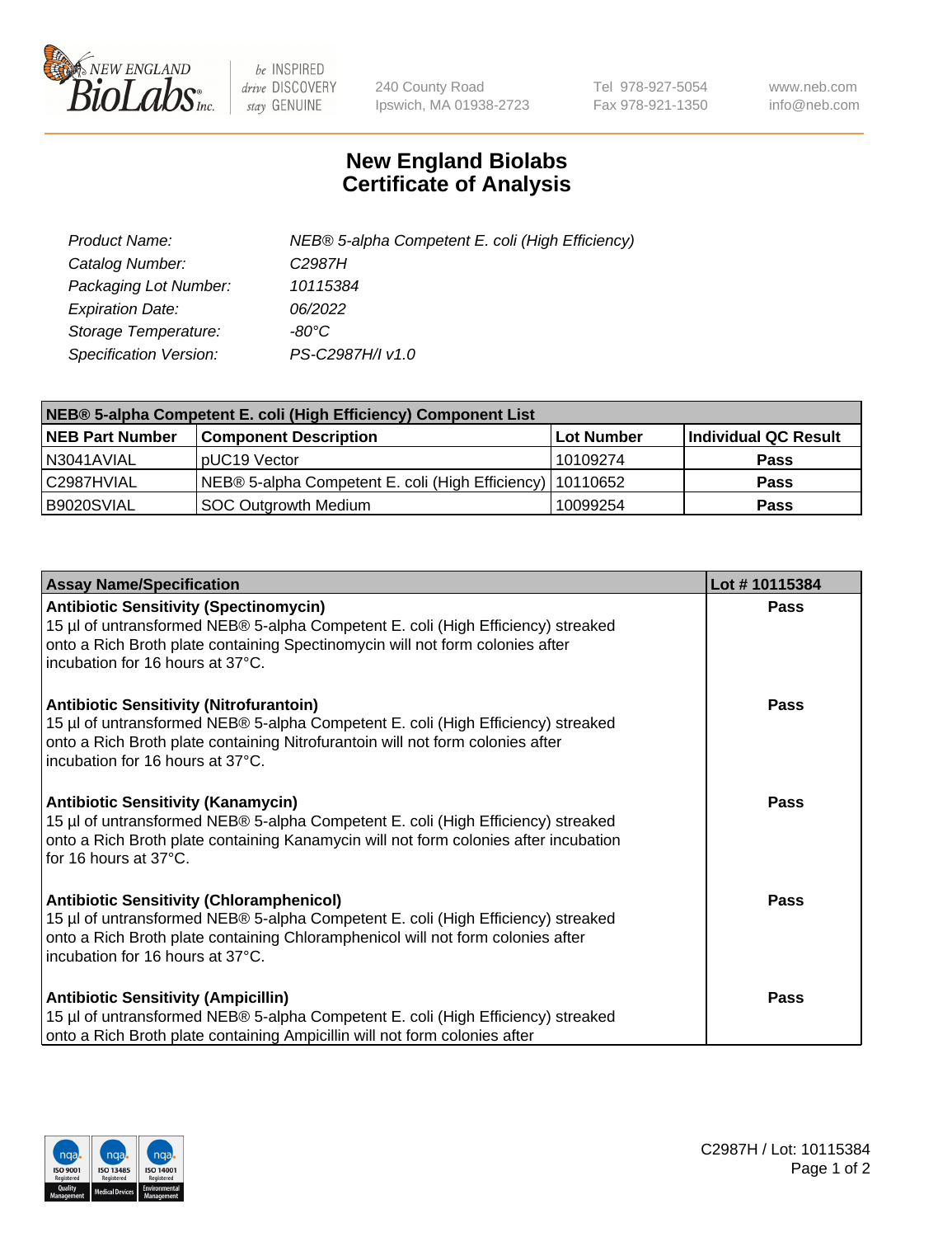# New England Biolabs
# Certificate of Analysis

| | |
|---|---|
| *Product Name:* | *NEB® 5-alpha Competent E. coli (High Efficiency)* |
| *Catalog Number:* | *C2987H* |
| *Packaging Lot Number:* | *10115384* |
| *Expiration Date:* | *06/2022* |
| *Storage Temperature:* | *-80°C* |
| *Specification Version:* | *PS-C2987H/I v1.0* |

| NEB® 5-alpha Competent E. coli (High Efficiency) Component List | | | |
|---|---|---|---|
| **NEB Part Number** | **Component Description** | **Lot Number** | **Individual QC Result** |
| N3041AVIAL | pUC19 Vector | 10109274 | **Pass** |
| C2987HVIAL | NEB® 5-alpha Competent E. coli (High Efficiency) | 10110652 | **Pass** |
| B9020SVIAL | SOC Outgrowth Medium | 10099254 | **Pass** |

| Assay Name/Specification | Lot # 10115384 |
|---|---|
| **Antibiotic Sensitivity (Spectinomycin)**<br>15 µl of untransformed NEB® 5-alpha Competent E. coli (High Efficiency) streaked onto a Rich Broth plate containing Spectinomycin will not form colonies after incubation for 16 hours at 37°C. | **Pass** |
| **Antibiotic Sensitivity (Nitrofurantoin)**<br>15 µl of untransformed NEB® 5-alpha Competent E. coli (High Efficiency) streaked onto a Rich Broth plate containing Nitrofurantoin will not form colonies after incubation for 16 hours at 37°C. | **Pass** |
| **Antibiotic Sensitivity (Kanamycin)**<br>15 µl of untransformed NEB® 5-alpha Competent E. coli (High Efficiency) streaked onto a Rich Broth plate containing Kanamycin will not form colonies after incubation for 16 hours at 37°C. | **Pass** |
| **Antibiotic Sensitivity (Chloramphenicol)**<br>15 µl of untransformed NEB® 5-alpha Competent E. coli (High Efficiency) streaked onto a Rich Broth plate containing Chloramphenicol will not form colonies after incubation for 16 hours at 37°C. | **Pass** |
| **Antibiotic Sensitivity (Ampicillin)**<br>15 µl of untransformed NEB® 5-alpha Competent E. coli (High Efficiency) streaked onto a Rich Broth plate containing Ampicillin will not form colonies after | **Pass** |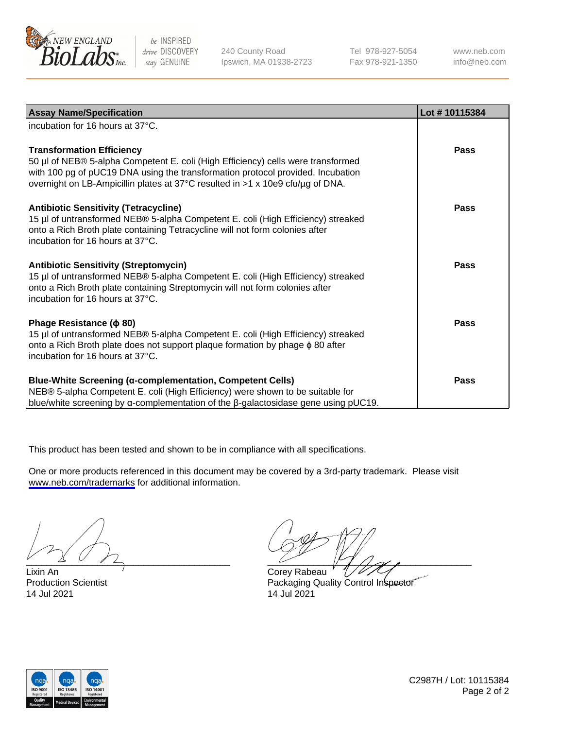| Assay Name/Specification | Lot # 10115384 |
| --- | --- |
| incubation for 16 hours at 37°C. | |
| **Transformation Efficiency**<br>50 µl of NEB® 5-alpha Competent E. coli (High Efficiency) cells were transformed with 100 pg of pUC19 DNA using the transformation protocol provided. Incubation overnight on LB-Ampicillin plates at 37°C resulted in >1 x 10e9 cfu/µg of DNA. | **Pass** |
| **Antibiotic Sensitivity (Tetracycline)**<br>15 µl of untransformed NEB® 5-alpha Competent E. coli (High Efficiency) streaked onto a Rich Broth plate containing Tetracycline will not form colonies after incubation for 16 hours at 37°C. | **Pass** |
| **Antibiotic Sensitivity (Streptomycin)**<br>15 µl of untransformed NEB® 5-alpha Competent E. coli (High Efficiency) streaked onto a Rich Broth plate containing Streptomycin will not form colonies after incubation for 16 hours at 37°C. | **Pass** |
| **Phage Resistance (ϕ 80)**<br>15 µl of untransformed NEB® 5-alpha Competent E. coli (High Efficiency) streaked onto a Rich Broth plate does not support plaque formation by phage ϕ 80 after incubation for 16 hours at 37°C. | **Pass** |
| **Blue-White Screening (α-complementation, Competent Cells)**<br>NEB® 5-alpha Competent E. coli (High Efficiency) were shown to be suitable for blue/white screening by α-complementation of the β-galactosidase gene using pUC19. | **Pass** |

This product has been tested and shown to be in compliance with all specifications.

One or more products referenced in this document may be covered by a 3rd-party trademark. Please visit www.neb.com/trademarks for additional information.

Lixin An
Production Scientist
14 Jul 2021

Corey Rabeau
Packaging Quality Control Inspector
14 Jul 2021

C2987H / Lot: 10115384